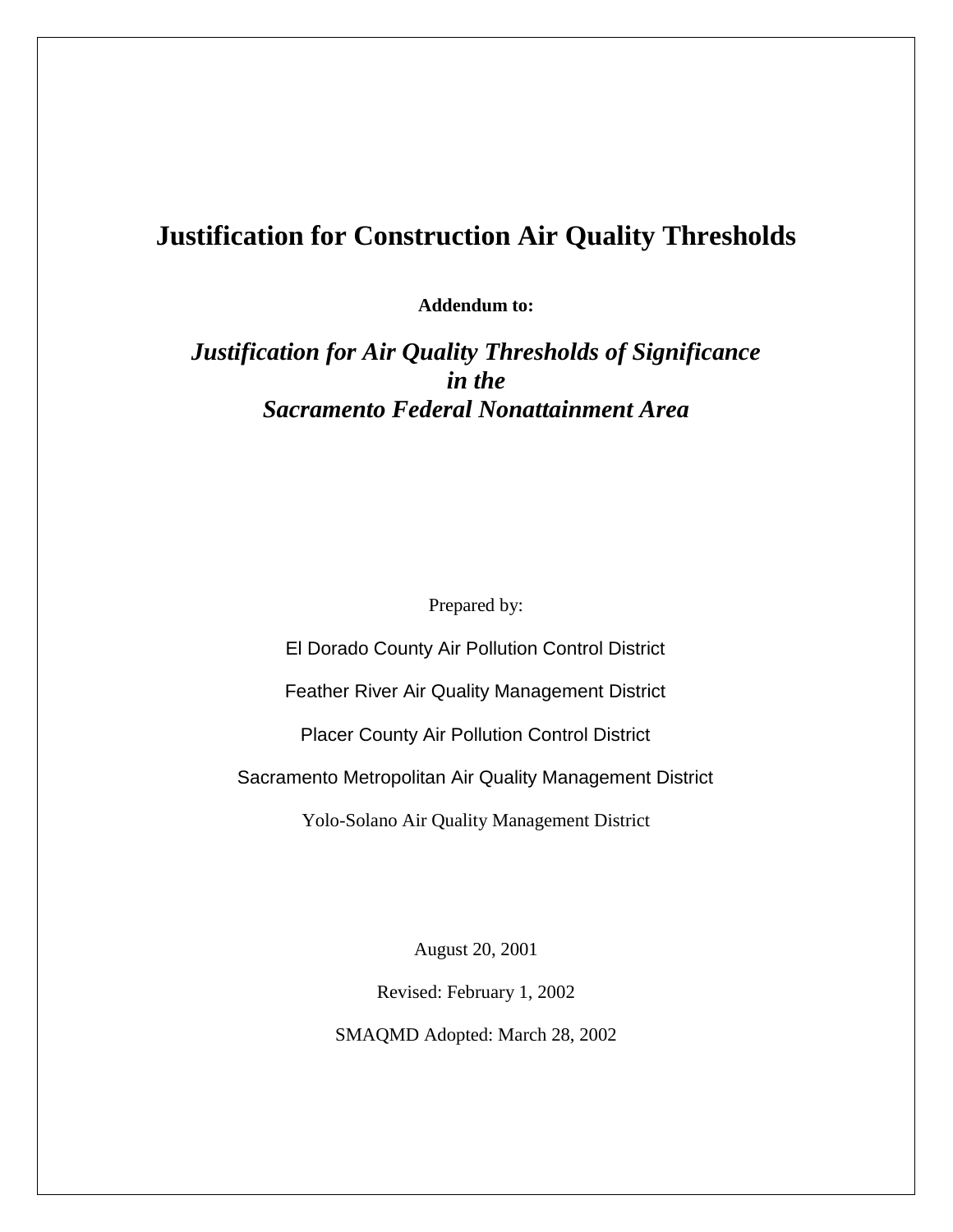# Justification for Construction Air Quality Thresholds

**Addendum to:**

***Justification for Air Quality Thresholds of Significance in the Sacramento Federal Nonattainment Area***

Prepared by:

El Dorado County Air Pollution Control District

Feather River Air Quality Management District

Placer County Air Pollution Control District

Sacramento Metropolitan Air Quality Management District

Yolo-Solano Air Quality Management District

August 20, 2001

Revised: February 1, 2002

SMAQMD Adopted: March 28, 2002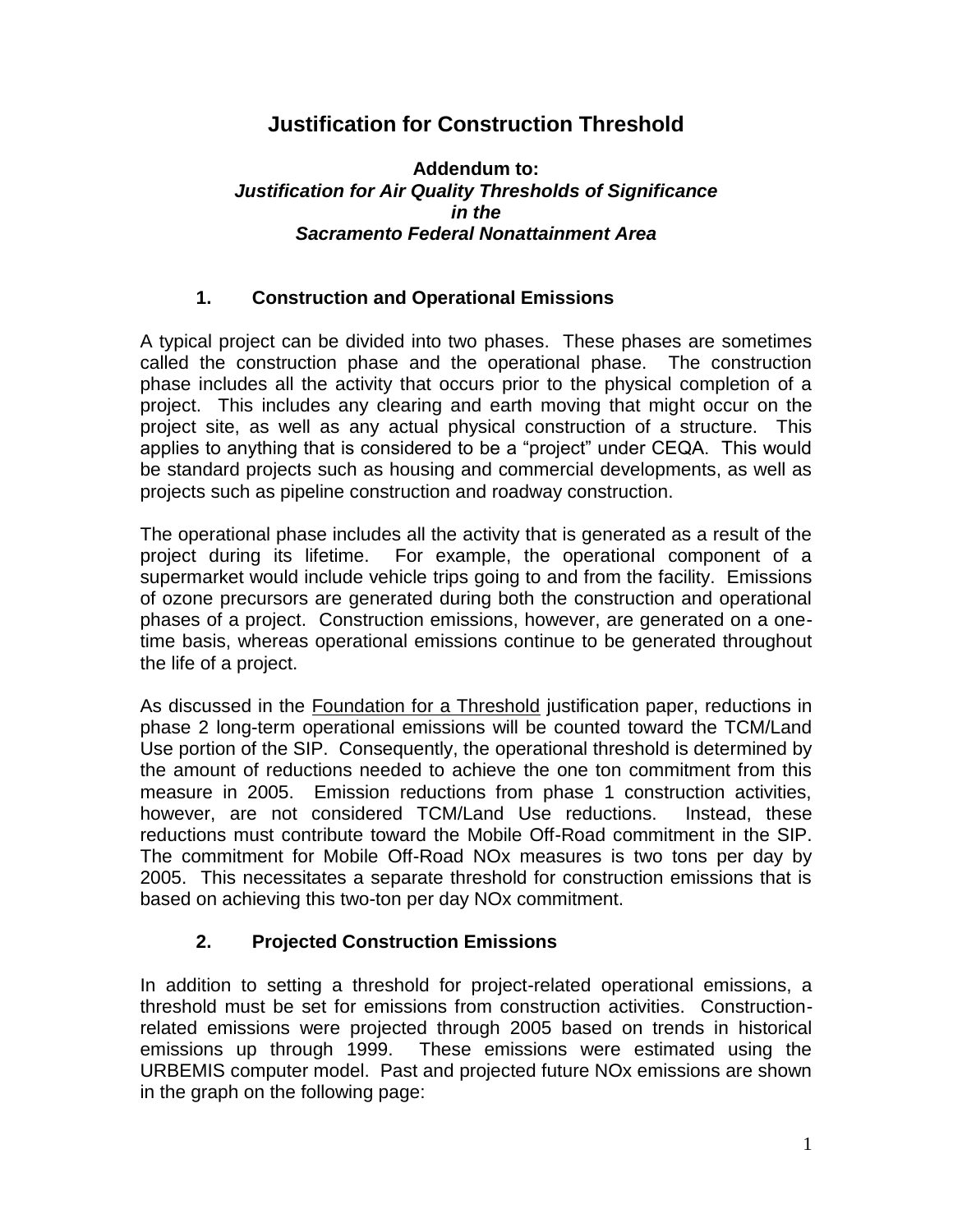# Justification for Construction Threshold

**Addendum to:**
***Justification for Air Quality Thresholds of Significance***
***in the***
***Sacramento Federal Nonattainment Area***

## 1. Construction and Operational Emissions

A typical project can be divided into two phases. These phases are sometimes called the construction phase and the operational phase. The construction phase includes all the activity that occurs prior to the physical completion of a project. This includes any clearing and earth moving that might occur on the project site, as well as any actual physical construction of a structure. This applies to anything that is considered to be a "project" under CEQA. This would be standard projects such as housing and commercial developments, as well as projects such as pipeline construction and roadway construction.

The operational phase includes all the activity that is generated as a result of the project during its lifetime. For example, the operational component of a supermarket would include vehicle trips going to and from the facility. Emissions of ozone precursors are generated during both the construction and operational phases of a project. Construction emissions, however, are generated on a one-time basis, whereas operational emissions continue to be generated throughout the life of a project.

As discussed in the Foundation for a Threshold justification paper, reductions in phase 2 long-term operational emissions will be counted toward the TCM/Land Use portion of the SIP. Consequently, the operational threshold is determined by the amount of reductions needed to achieve the one ton commitment from this measure in 2005. Emission reductions from phase 1 construction activities, however, are not considered TCM/Land Use reductions. Instead, these reductions must contribute toward the Mobile Off-Road commitment in the SIP. The commitment for Mobile Off-Road NOx measures is two tons per day by 2005. This necessitates a separate threshold for construction emissions that is based on achieving this two-ton per day NOx commitment.

## 2. Projected Construction Emissions

In addition to setting a threshold for project-related operational emissions, a threshold must be set for emissions from construction activities. Construction-related emissions were projected through 2005 based on trends in historical emissions up through 1999. These emissions were estimated using the URBEMIS computer model. Past and projected future NOx emissions are shown in the graph on the following page: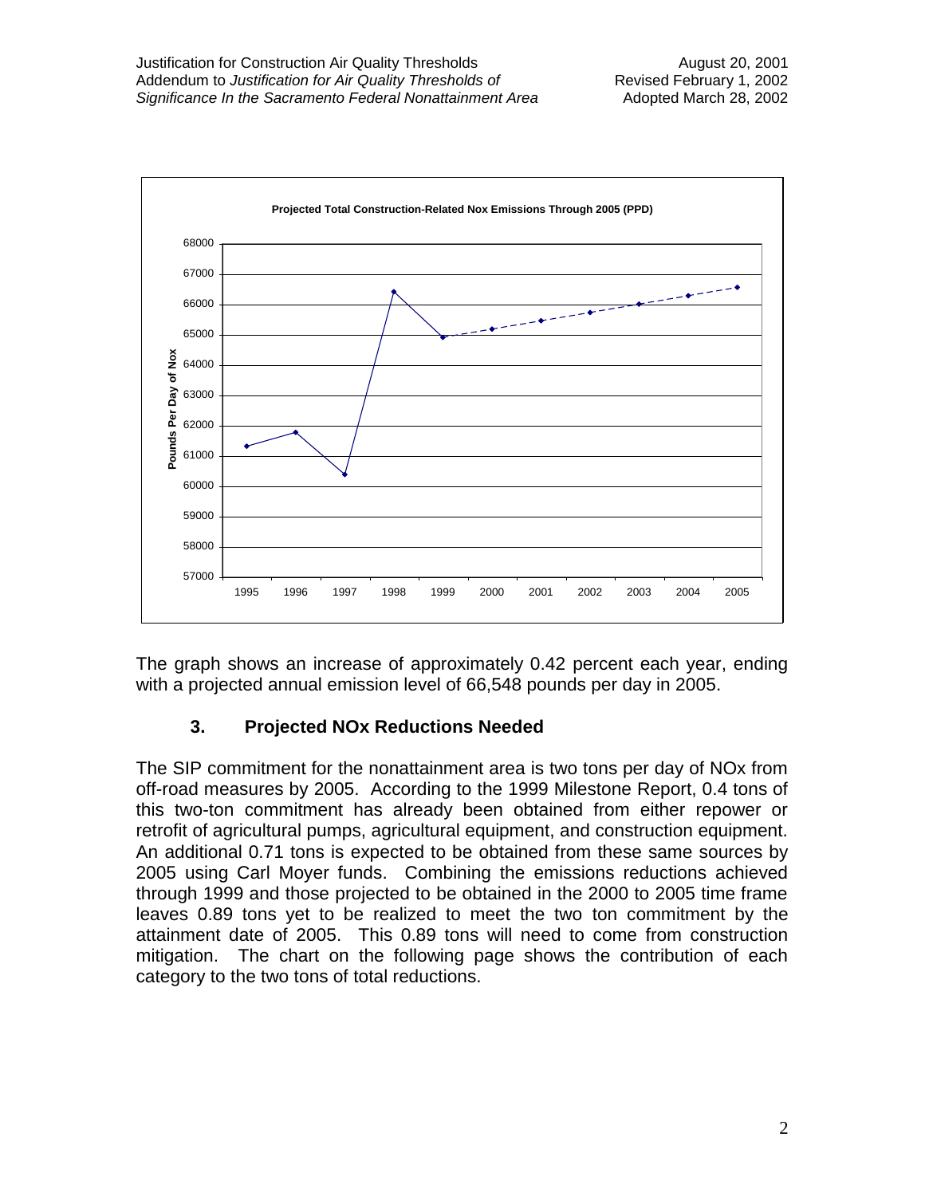**Projected Total Construction-Related Nox Emissions Through 2005 (PPD)**

The graph shows an increase of approximately 0.42 percent each year, ending with a projected annual emission level of 66,548 pounds per day in 2005.

### 3. Projected NOx Reductions Needed

The SIP commitment for the nonattainment area is two tons per day of NOx from off-road measures by 2005. According to the 1999 Milestone Report, 0.4 tons of this two-ton commitment has already been obtained from either repower or retrofit of agricultural pumps, agricultural equipment, and construction equipment. An additional 0.71 tons is expected to be obtained from these same sources by 2005 using Carl Moyer funds. Combining the emissions reductions achieved through 1999 and those projected to be obtained in the 2000 to 2005 time frame leaves 0.89 tons yet to be realized to meet the two ton commitment by the attainment date of 2005. This 0.89 tons will need to come from construction mitigation. The chart on the following page shows the contribution of each category to the two tons of total reductions.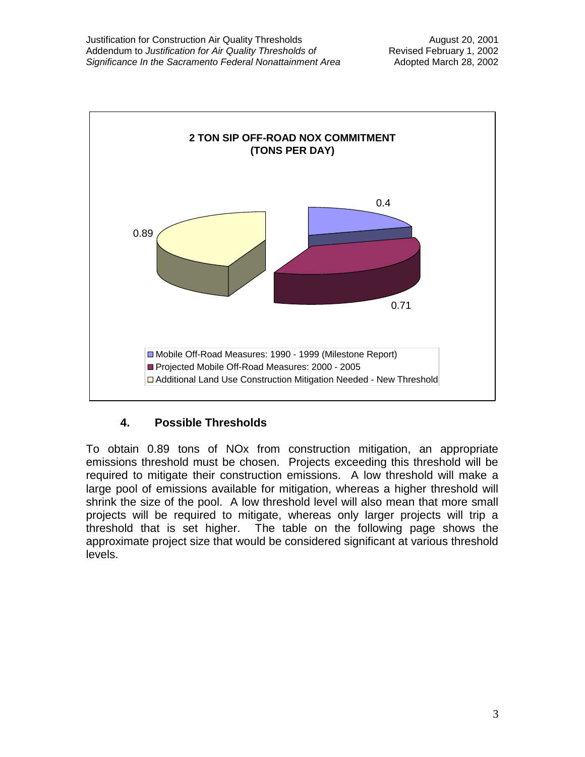**2 TON SIP OFF-ROAD NOX COMMITMENT (TONS PER DAY)**

- Mobile Off-Road Measures: 1990 - 1999 (Milestone Report): 0.4
- Projected Mobile Off-Road Measures: 2000 - 2005: 0.71
- Additional Land Use Construction Mitigation Needed - New Threshold: 0.89

## 4. Possible Thresholds

To obtain 0.89 tons of NOx from construction mitigation, an appropriate emissions threshold must be chosen. Projects exceeding this threshold will be required to mitigate their construction emissions. A low threshold will make a large pool of emissions available for mitigation, whereas a higher threshold will shrink the size of the pool. A low threshold level will also mean that more small projects will be required to mitigate, whereas only larger projects will trip a threshold that is set higher. The table on the following page shows the approximate project size that would be considered significant at various threshold levels.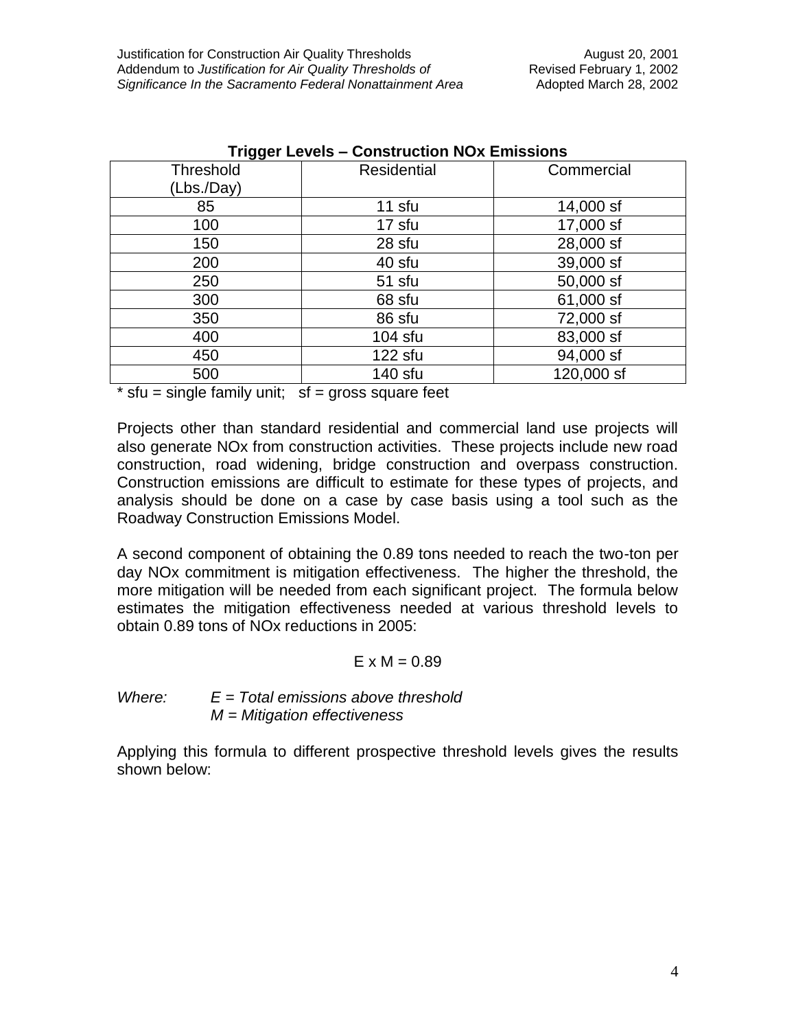**Trigger Levels – Construction NOx Emissions**

| Threshold (Lbs./Day) | Residential | Commercial |
|---|---|---|
| 85 | 11 sfu | 14,000 sf |
| 100 | 17 sfu | 17,000 sf |
| 150 | 28 sfu | 28,000 sf |
| 200 | 40 sfu | 39,000 sf |
| 250 | 51 sfu | 50,000 sf |
| 300 | 68 sfu | 61,000 sf |
| 350 | 86 sfu | 72,000 sf |
| 400 | 104 sfu | 83,000 sf |
| 450 | 122 sfu | 94,000 sf |
| 500 | 140 sfu | 120,000 sf |

* sfu = single family unit; sf = gross square feet

Projects other than standard residential and commercial land use projects will also generate NOx from construction activities. These projects include new road construction, road widening, bridge construction and overpass construction. Construction emissions are difficult to estimate for these types of projects, and analysis should be done on a case by case basis using a tool such as the Roadway Construction Emissions Model.

A second component of obtaining the 0.89 tons needed to reach the two-ton per day NOx commitment is mitigation effectiveness. The higher the threshold, the more mitigation will be needed from each significant project. The formula below estimates the mitigation effectiveness needed at various threshold levels to obtain 0.89 tons of NOx reductions in 2005:

$$E \times M = 0.89$$

*Where: E = Total emissions above threshold*
*M = Mitigation effectiveness*

Applying this formula to different prospective threshold levels gives the results shown below: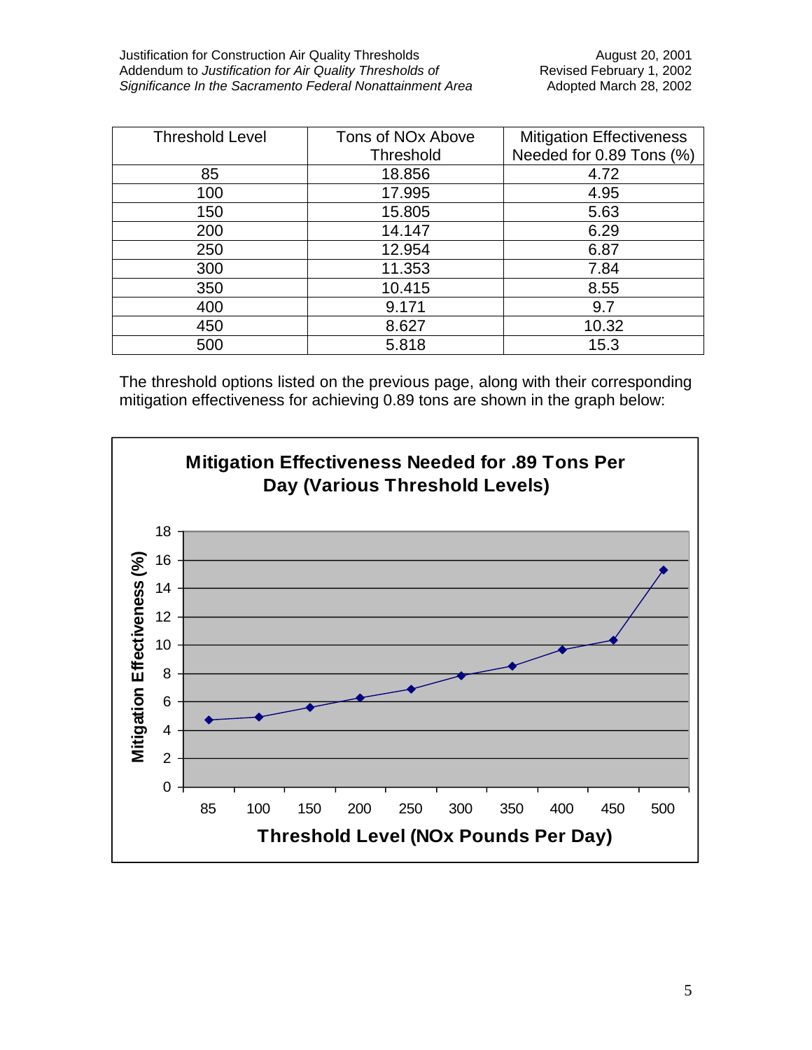| Threshold Level | Tons of NOx Above Threshold | Mitigation Effectiveness Needed for 0.89 Tons (%) |
|---|---|---|
| 85 | 18.856 | 4.72 |
| 100 | 17.995 | 4.95 |
| 150 | 15.805 | 5.63 |
| 200 | 14.147 | 6.29 |
| 250 | 12.954 | 6.87 |
| 300 | 11.353 | 7.84 |
| 350 | 10.415 | 8.55 |
| 400 | 9.171 | 9.7 |
| 450 | 8.627 | 10.32 |
| 500 | 5.818 | 15.3 |

The threshold options listed on the previous page, along with their corresponding mitigation effectiveness for achieving 0.89 tons are shown in the graph below:

**Mitigation Effectiveness Needed for .89 Tons Per Day (Various Threshold Levels)**

Mitigation Effectiveness (%)

Threshold Level (NOx Pounds Per Day)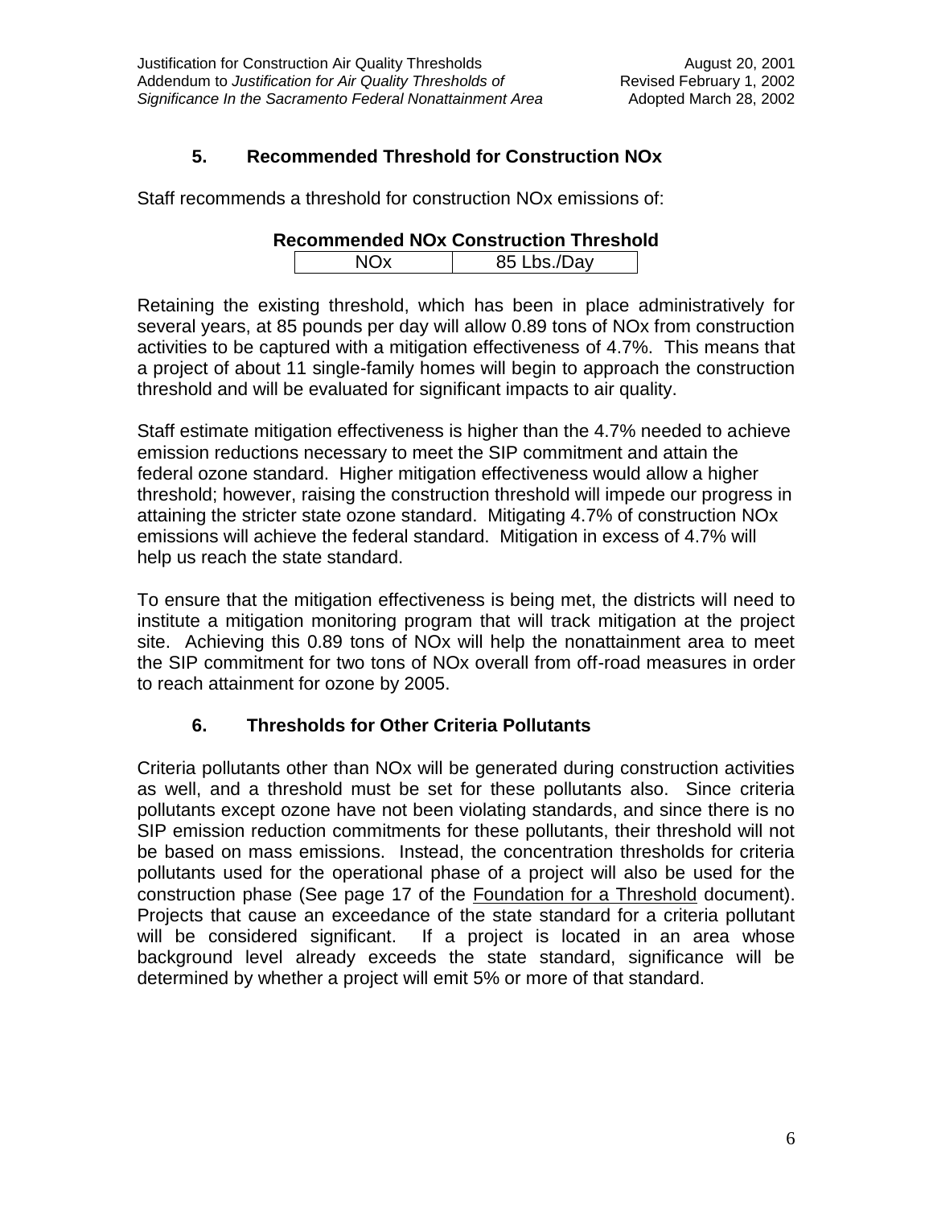## 5. Recommended Threshold for Construction NOx

Staff recommends a threshold for construction NOx emissions of:

**Recommended NOx Construction Threshold**

| | |
|---|---|
| NOx | 85 Lbs./Day |

Retaining the existing threshold, which has been in place administratively for several years, at 85 pounds per day will allow 0.89 tons of NOx from construction activities to be captured with a mitigation effectiveness of 4.7%. This means that a project of about 11 single-family homes will begin to approach the construction threshold and will be evaluated for significant impacts to air quality.

Staff estimate mitigation effectiveness is higher than the 4.7% needed to achieve emission reductions necessary to meet the SIP commitment and attain the federal ozone standard. Higher mitigation effectiveness would allow a higher threshold; however, raising the construction threshold will impede our progress in attaining the stricter state ozone standard. Mitigating 4.7% of construction NOx emissions will achieve the federal standard. Mitigation in excess of 4.7% will help us reach the state standard.

To ensure that the mitigation effectiveness is being met, the districts will need to institute a mitigation monitoring program that will track mitigation at the project site. Achieving this 0.89 tons of NOx will help the nonattainment area to meet the SIP commitment for two tons of NOx overall from off-road measures in order to reach attainment for ozone by 2005.

## 6. Thresholds for Other Criteria Pollutants

Criteria pollutants other than NOx will be generated during construction activities as well, and a threshold must be set for these pollutants also. Since criteria pollutants except ozone have not been violating standards, and since there is no SIP emission reduction commitments for these pollutants, their threshold will not be based on mass emissions. Instead, the concentration thresholds for criteria pollutants used for the operational phase of a project will also be used for the construction phase (See page 17 of the Foundation for a Threshold document). Projects that cause an exceedance of the state standard for a criteria pollutant will be considered significant. If a project is located in an area whose background level already exceeds the state standard, significance will be determined by whether a project will emit 5% or more of that standard.